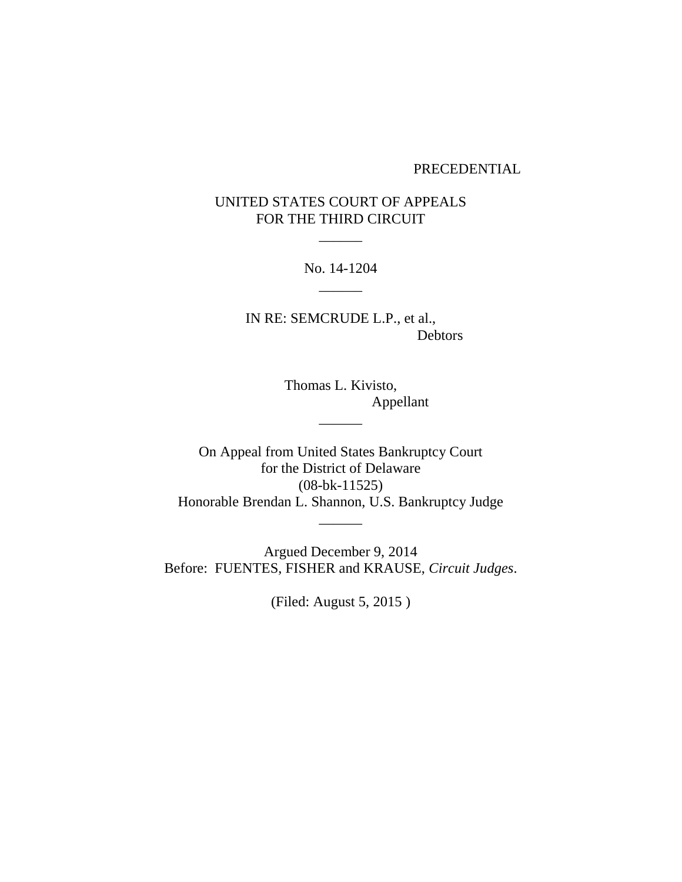PRECEDENTIAL

UNITED STATES COURT OF APPEALS
FOR THE THIRD CIRCUIT

______

No. 14-1204

______

IN RE: SEMCRUDE L.P., et al.,
Debtors

Thomas L. Kivisto,
Appellant

______

On Appeal from United States Bankruptcy Court
for the District of Delaware
(08-bk-11525)
Honorable Brendan L. Shannon, U.S. Bankruptcy Judge

______

Argued December 9, 2014
Before: FUENTES, FISHER and KRAUSE, *Circuit Judges*.

(Filed: August 5, 2015 )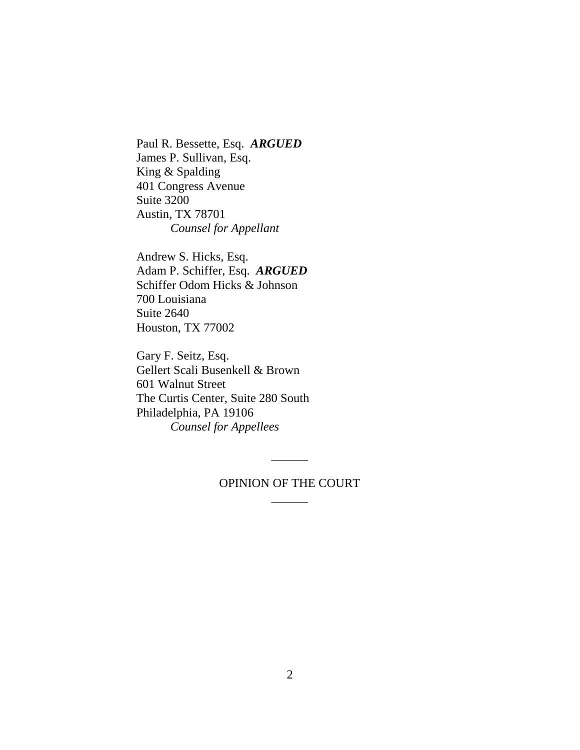Paul R. Bessette, Esq. ***ARGUED***
James P. Sullivan, Esq.
King & Spalding
401 Congress Avenue
Suite 3200
Austin, TX 78701
*Counsel for Appellant*

Andrew S. Hicks, Esq.
Adam P. Schiffer, Esq. ***ARGUED***
Schiffer Odom Hicks & Johnson
700 Louisiana
Suite 2640
Houston, TX 77002

Gary F. Seitz, Esq.
Gellert Scali Busenkell & Brown
601 Walnut Street
The Curtis Center, Suite 280 South
Philadelphia, PA 19106
*Counsel for Appellees*

______

OPINION OF THE COURT

______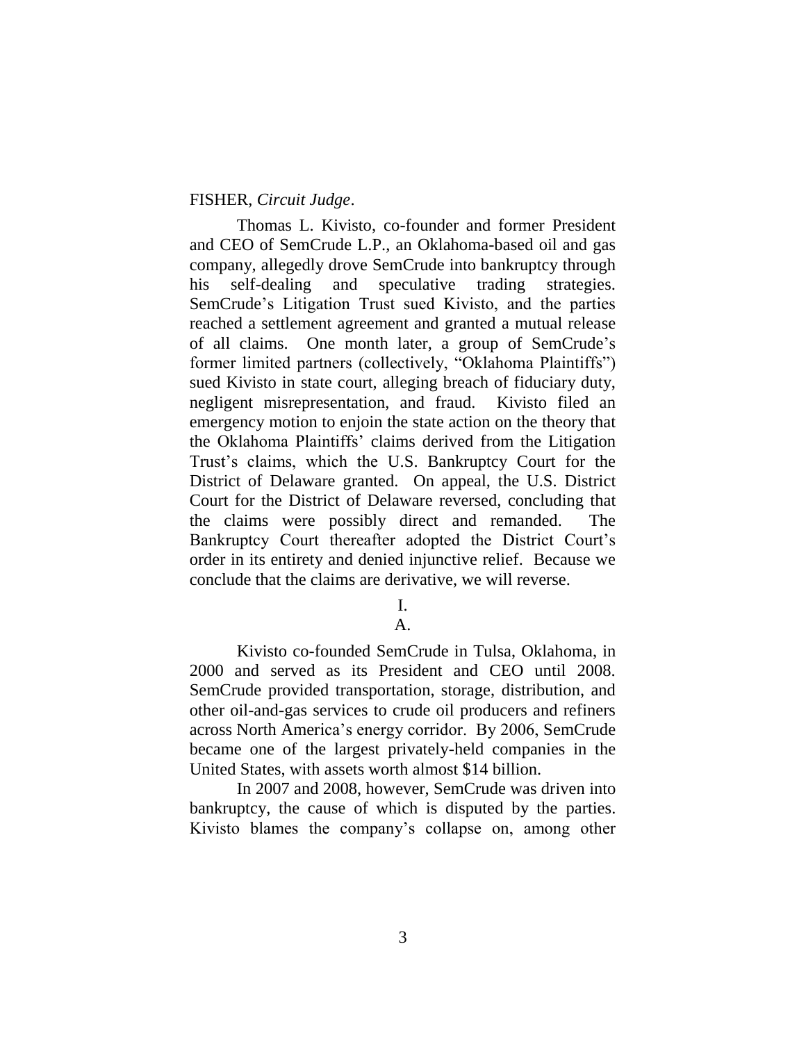FISHER, *Circuit Judge*.

Thomas L. Kivisto, co-founder and former President and CEO of SemCrude L.P., an Oklahoma-based oil and gas company, allegedly drove SemCrude into bankruptcy through his self-dealing and speculative trading strategies. SemCrude's Litigation Trust sued Kivisto, and the parties reached a settlement agreement and granted a mutual release of all claims. One month later, a group of SemCrude's former limited partners (collectively, "Oklahoma Plaintiffs") sued Kivisto in state court, alleging breach of fiduciary duty, negligent misrepresentation, and fraud. Kivisto filed an emergency motion to enjoin the state action on the theory that the Oklahoma Plaintiffs' claims derived from the Litigation Trust's claims, which the U.S. Bankruptcy Court for the District of Delaware granted. On appeal, the U.S. District Court for the District of Delaware reversed, concluding that the claims were possibly direct and remanded. The Bankruptcy Court thereafter adopted the District Court's order in its entirety and denied injunctive relief. Because we conclude that the claims are derivative, we will reverse.

# I.

## A.

Kivisto co-founded SemCrude in Tulsa, Oklahoma, in 2000 and served as its President and CEO until 2008. SemCrude provided transportation, storage, distribution, and other oil-and-gas services to crude oil producers and refiners across North America's energy corridor. By 2006, SemCrude became one of the largest privately-held companies in the United States, with assets worth almost $14 billion.

In 2007 and 2008, however, SemCrude was driven into bankruptcy, the cause of which is disputed by the parties. Kivisto blames the company's collapse on, among other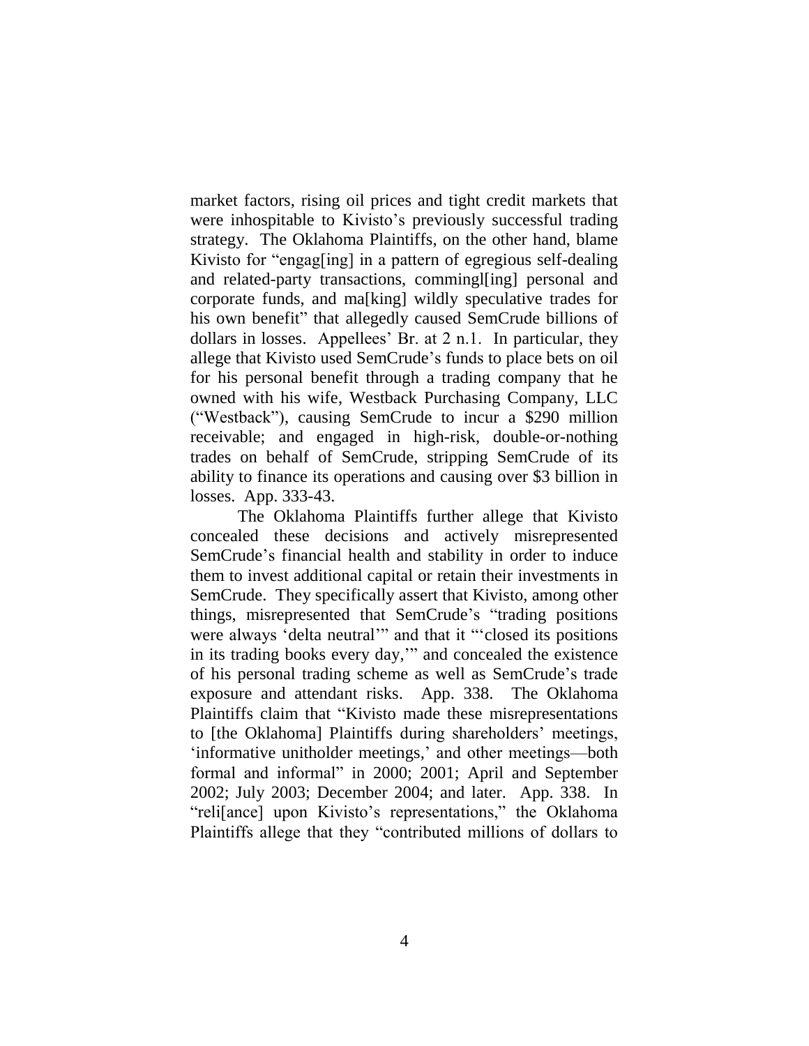market factors, rising oil prices and tight credit markets that were inhospitable to Kivisto's previously successful trading strategy. The Oklahoma Plaintiffs, on the other hand, blame Kivisto for "engag[ing] in a pattern of egregious self-dealing and related-party transactions, commingl[ing] personal and corporate funds, and ma[king] wildly speculative trades for his own benefit" that allegedly caused SemCrude billions of dollars in losses. Appellees' Br. at 2 n.1. In particular, they allege that Kivisto used SemCrude's funds to place bets on oil for his personal benefit through a trading company that he owned with his wife, Westback Purchasing Company, LLC ("Westback"), causing SemCrude to incur a $290 million receivable; and engaged in high-risk, double-or-nothing trades on behalf of SemCrude, stripping SemCrude of its ability to finance its operations and causing over $3 billion in losses. App. 333-43.

The Oklahoma Plaintiffs further allege that Kivisto concealed these decisions and actively misrepresented SemCrude's financial health and stability in order to induce them to invest additional capital or retain their investments in SemCrude. They specifically assert that Kivisto, among other things, misrepresented that SemCrude's "trading positions were always 'delta neutral'" and that it "'closed its positions in its trading books every day,'" and concealed the existence of his personal trading scheme as well as SemCrude's trade exposure and attendant risks. App. 338. The Oklahoma Plaintiffs claim that "Kivisto made these misrepresentations to [the Oklahoma] Plaintiffs during shareholders' meetings, 'informative unitholder meetings,' and other meetings—both formal and informal" in 2000; 2001; April and September 2002; July 2003; December 2004; and later. App. 338. In "reli[ance] upon Kivisto's representations," the Oklahoma Plaintiffs allege that they "contributed millions of dollars to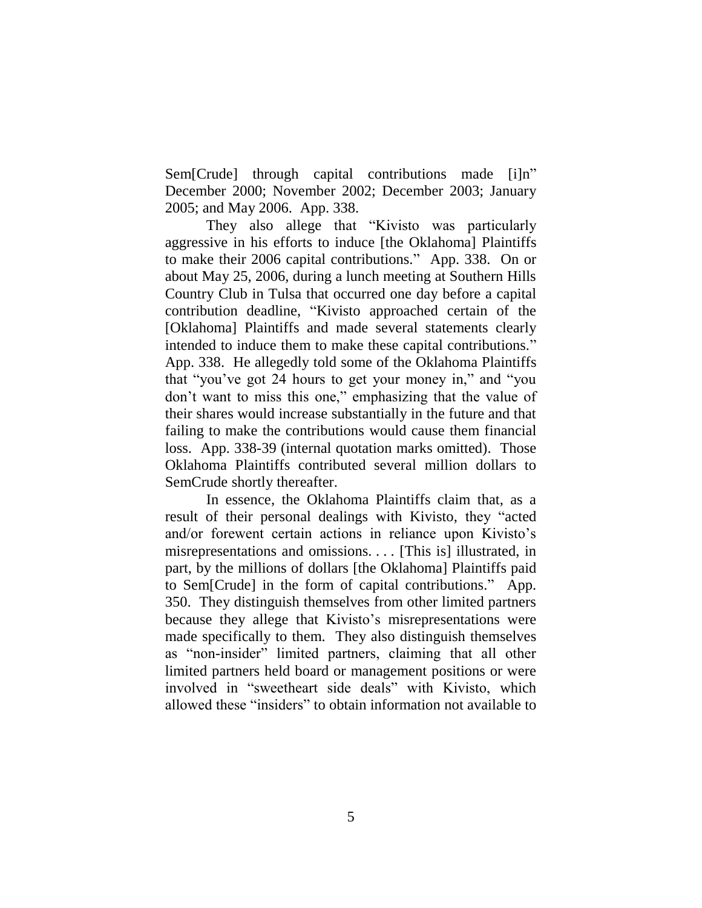Sem[Crude] through capital contributions made [i]n" December 2000; November 2002; December 2003; January 2005; and May 2006. App. 338.

They also allege that "Kivisto was particularly aggressive in his efforts to induce [the Oklahoma] Plaintiffs to make their 2006 capital contributions." App. 338. On or about May 25, 2006, during a lunch meeting at Southern Hills Country Club in Tulsa that occurred one day before a capital contribution deadline, "Kivisto approached certain of the [Oklahoma] Plaintiffs and made several statements clearly intended to induce them to make these capital contributions." App. 338. He allegedly told some of the Oklahoma Plaintiffs that "you've got 24 hours to get your money in," and "you don't want to miss this one," emphasizing that the value of their shares would increase substantially in the future and that failing to make the contributions would cause them financial loss. App. 338-39 (internal quotation marks omitted). Those Oklahoma Plaintiffs contributed several million dollars to SemCrude shortly thereafter.

In essence, the Oklahoma Plaintiffs claim that, as a result of their personal dealings with Kivisto, they "acted and/or forewent certain actions in reliance upon Kivisto's misrepresentations and omissions. . . . [This is] illustrated, in part, by the millions of dollars [the Oklahoma] Plaintiffs paid to Sem[Crude] in the form of capital contributions." App. 350. They distinguish themselves from other limited partners because they allege that Kivisto's misrepresentations were made specifically to them. They also distinguish themselves as "non-insider" limited partners, claiming that all other limited partners held board or management positions or were involved in "sweetheart side deals" with Kivisto, which allowed these "insiders" to obtain information not available to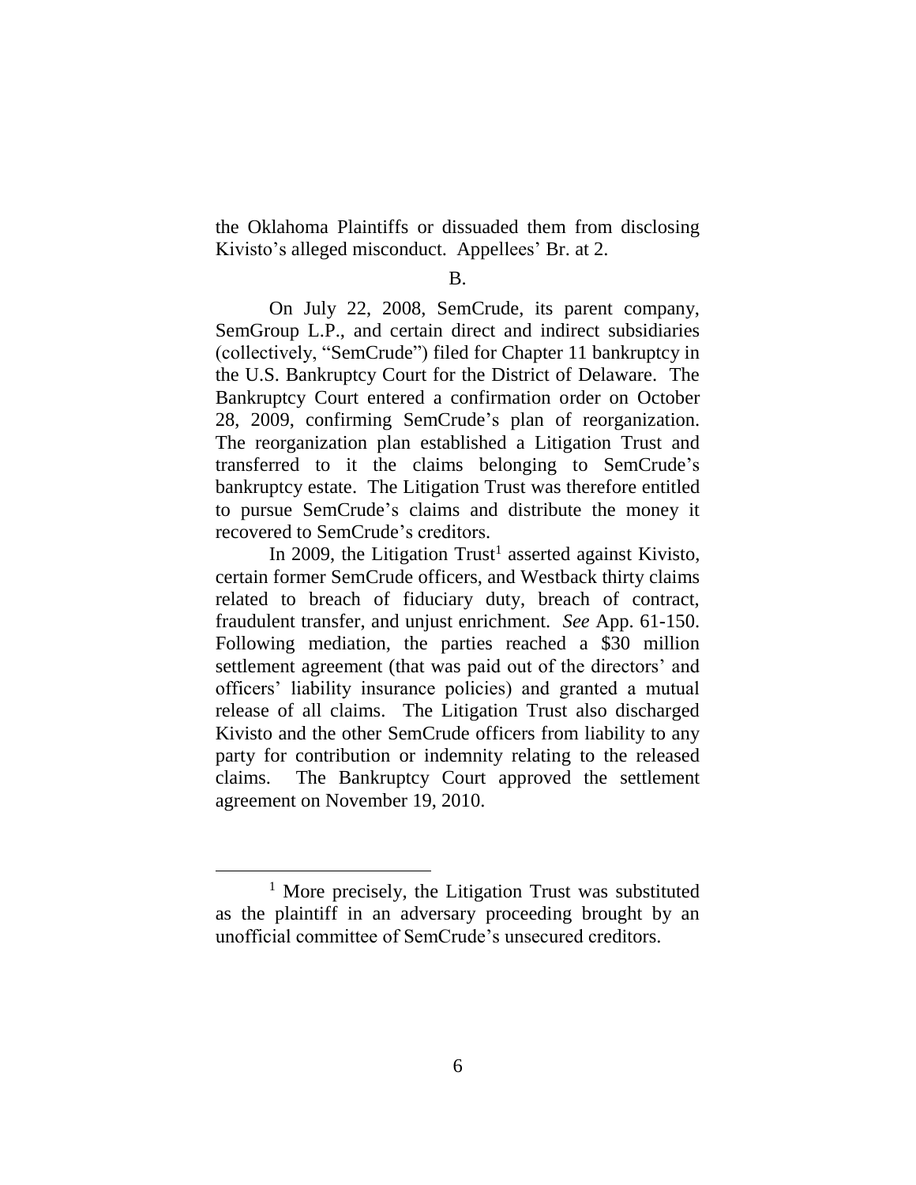the Oklahoma Plaintiffs or dissuaded them from disclosing Kivisto's alleged misconduct. Appellees' Br. at 2.

B.

On July 22, 2008, SemCrude, its parent company, SemGroup L.P., and certain direct and indirect subsidiaries (collectively, "SemCrude") filed for Chapter 11 bankruptcy in the U.S. Bankruptcy Court for the District of Delaware. The Bankruptcy Court entered a confirmation order on October 28, 2009, confirming SemCrude's plan of reorganization. The reorganization plan established a Litigation Trust and transferred to it the claims belonging to SemCrude's bankruptcy estate. The Litigation Trust was therefore entitled to pursue SemCrude's claims and distribute the money it recovered to SemCrude's creditors.

In 2009, the Litigation Trust[1] asserted against Kivisto, certain former SemCrude officers, and Westback thirty claims related to breach of fiduciary duty, breach of contract, fraudulent transfer, and unjust enrichment. *See* App. 61-150. Following mediation, the parties reached a $30 million settlement agreement (that was paid out of the directors' and officers' liability insurance policies) and granted a mutual release of all claims. The Litigation Trust also discharged Kivisto and the other SemCrude officers from liability to any party for contribution or indemnity relating to the released claims. The Bankruptcy Court approved the settlement agreement on November 19, 2010.

[1] More precisely, the Litigation Trust was substituted as the plaintiff in an adversary proceeding brought by an unofficial committee of SemCrude's unsecured creditors.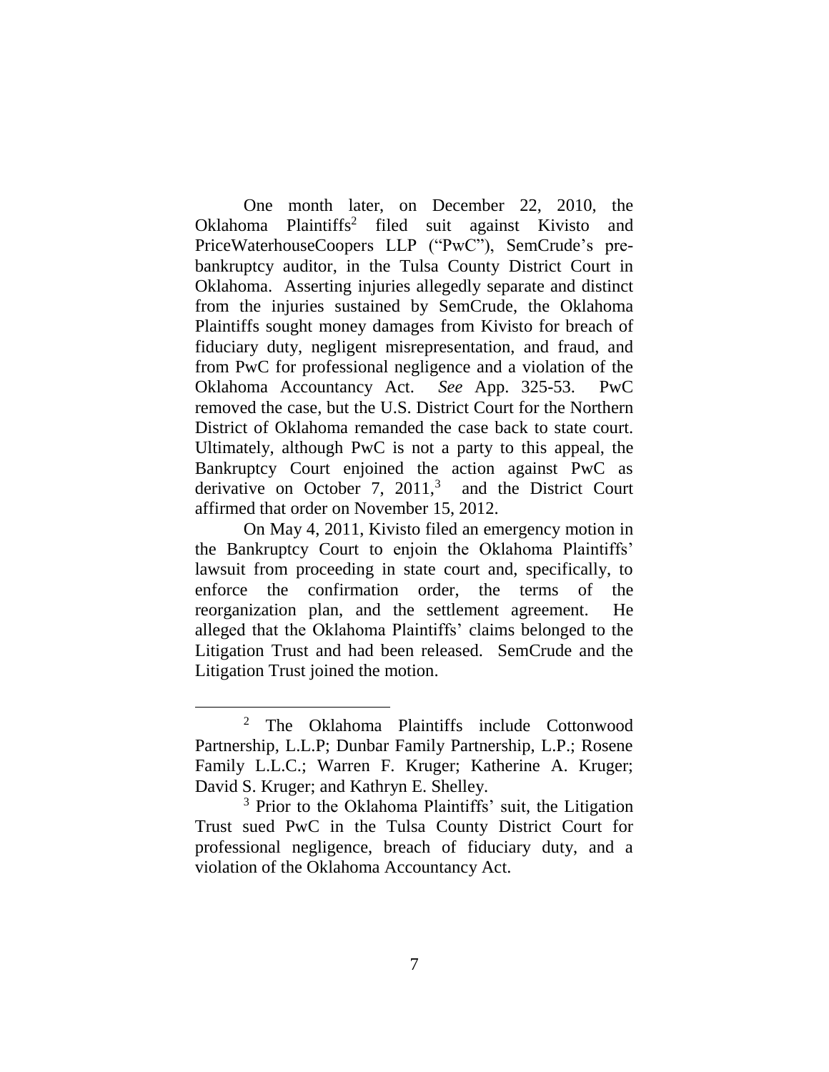One month later, on December 22, 2010, the Oklahoma Plaintiffs[2] filed suit against Kivisto and PriceWaterhouseCoopers LLP ("PwC"), SemCrude's pre-bankruptcy auditor, in the Tulsa County District Court in Oklahoma. Asserting injuries allegedly separate and distinct from the injuries sustained by SemCrude, the Oklahoma Plaintiffs sought money damages from Kivisto for breach of fiduciary duty, negligent misrepresentation, and fraud, and from PwC for professional negligence and a violation of the Oklahoma Accountancy Act. *See* App. 325-53. PwC removed the case, but the U.S. District Court for the Northern District of Oklahoma remanded the case back to state court. Ultimately, although PwC is not a party to this appeal, the Bankruptcy Court enjoined the action against PwC as derivative on October 7, 2011,[3] and the District Court affirmed that order on November 15, 2012.

On May 4, 2011, Kivisto filed an emergency motion in the Bankruptcy Court to enjoin the Oklahoma Plaintiffs' lawsuit from proceeding in state court and, specifically, to enforce the confirmation order, the terms of the reorganization plan, and the settlement agreement. He alleged that the Oklahoma Plaintiffs' claims belonged to the Litigation Trust and had been released. SemCrude and the Litigation Trust joined the motion.

---

[2] The Oklahoma Plaintiffs include Cottonwood Partnership, L.L.P; Dunbar Family Partnership, L.P.; Rosene Family L.L.C.; Warren F. Kruger; Katherine A. Kruger; David S. Kruger; and Kathryn E. Shelley.

[3] Prior to the Oklahoma Plaintiffs' suit, the Litigation Trust sued PwC in the Tulsa County District Court for professional negligence, breach of fiduciary duty, and a violation of the Oklahoma Accountancy Act.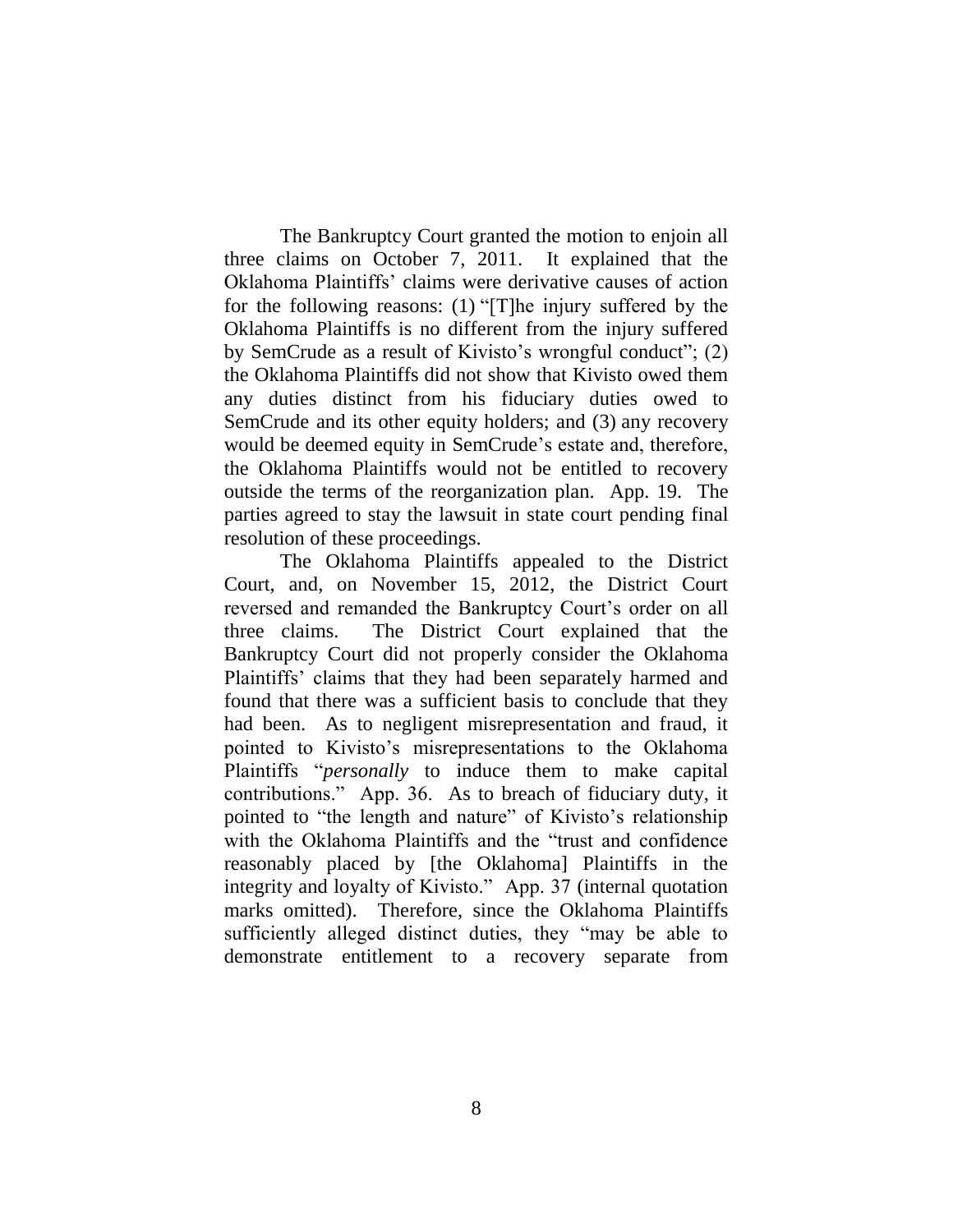The Bankruptcy Court granted the motion to enjoin all three claims on October 7, 2011. It explained that the Oklahoma Plaintiffs' claims were derivative causes of action for the following reasons: (1) "[T]he injury suffered by the Oklahoma Plaintiffs is no different from the injury suffered by SemCrude as a result of Kivisto's wrongful conduct"; (2) the Oklahoma Plaintiffs did not show that Kivisto owed them any duties distinct from his fiduciary duties owed to SemCrude and its other equity holders; and (3) any recovery would be deemed equity in SemCrude's estate and, therefore, the Oklahoma Plaintiffs would not be entitled to recovery outside the terms of the reorganization plan. App. 19. The parties agreed to stay the lawsuit in state court pending final resolution of these proceedings.

The Oklahoma Plaintiffs appealed to the District Court, and, on November 15, 2012, the District Court reversed and remanded the Bankruptcy Court's order on all three claims. The District Court explained that the Bankruptcy Court did not properly consider the Oklahoma Plaintiffs' claims that they had been separately harmed and found that there was a sufficient basis to conclude that they had been. As to negligent misrepresentation and fraud, it pointed to Kivisto's misrepresentations to the Oklahoma Plaintiffs "*personally* to induce them to make capital contributions." App. 36. As to breach of fiduciary duty, it pointed to "the length and nature" of Kivisto's relationship with the Oklahoma Plaintiffs and the "trust and confidence reasonably placed by [the Oklahoma] Plaintiffs in the integrity and loyalty of Kivisto." App. 37 (internal quotation marks omitted). Therefore, since the Oklahoma Plaintiffs sufficiently alleged distinct duties, they "may be able to demonstrate entitlement to a recovery separate from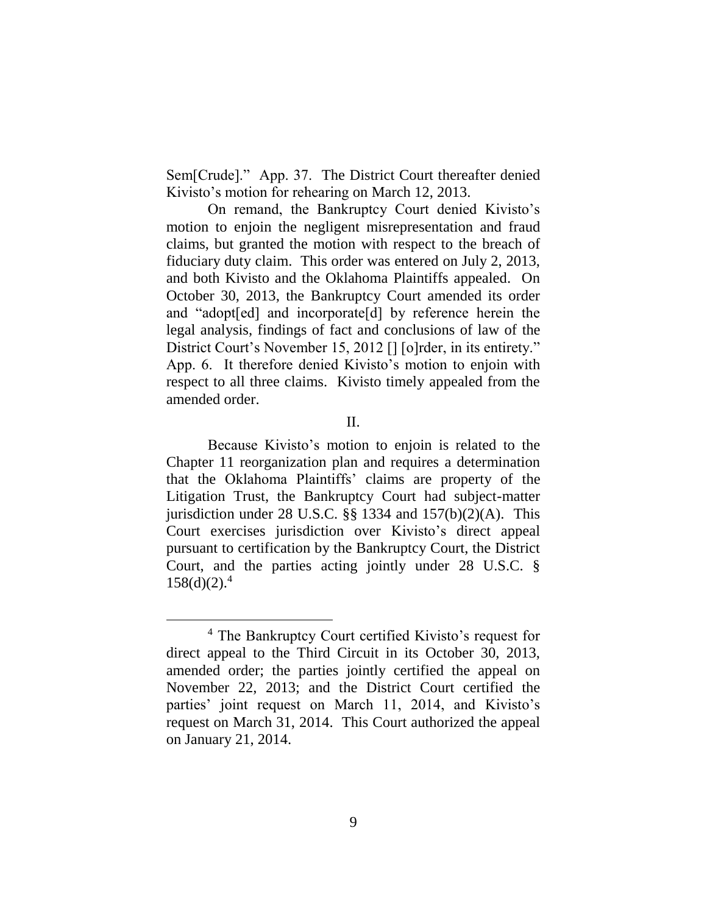Sem[Crude]." App. 37. The District Court thereafter denied Kivisto's motion for rehearing on March 12, 2013.

On remand, the Bankruptcy Court denied Kivisto's motion to enjoin the negligent misrepresentation and fraud claims, but granted the motion with respect to the breach of fiduciary duty claim. This order was entered on July 2, 2013, and both Kivisto and the Oklahoma Plaintiffs appealed. On October 30, 2013, the Bankruptcy Court amended its order and "adopt[ed] and incorporate[d] by reference herein the legal analysis, findings of fact and conclusions of law of the District Court's November 15, 2012 [] [o]rder, in its entirety." App. 6. It therefore denied Kivisto's motion to enjoin with respect to all three claims. Kivisto timely appealed from the amended order.

## II.

Because Kivisto's motion to enjoin is related to the Chapter 11 reorganization plan and requires a determination that the Oklahoma Plaintiffs' claims are property of the Litigation Trust, the Bankruptcy Court had subject-matter jurisdiction under 28 U.S.C. §§ 1334 and 157(b)(2)(A). This Court exercises jurisdiction over Kivisto's direct appeal pursuant to certification by the Bankruptcy Court, the District Court, and the parties acting jointly under 28 U.S.C. § 158(d)(2).[4]

[4] The Bankruptcy Court certified Kivisto's request for direct appeal to the Third Circuit in its October 30, 2013, amended order; the parties jointly certified the appeal on November 22, 2013; and the District Court certified the parties' joint request on March 11, 2014, and Kivisto's request on March 31, 2014. This Court authorized the appeal on January 21, 2014.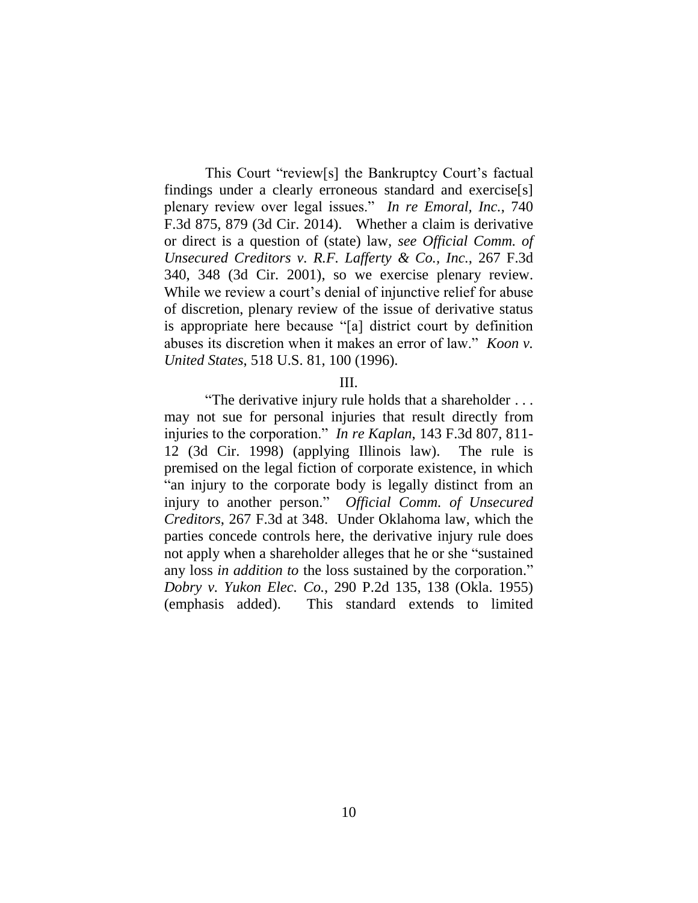This Court "review[s] the Bankruptcy Court's factual findings under a clearly erroneous standard and exercise[s] plenary review over legal issues." *In re Emoral, Inc.*, 740 F.3d 875, 879 (3d Cir. 2014). Whether a claim is derivative or direct is a question of (state) law, *see Official Comm. of Unsecured Creditors v. R.F. Lafferty & Co., Inc.*, 267 F.3d 340, 348 (3d Cir. 2001), so we exercise plenary review. While we review a court's denial of injunctive relief for abuse of discretion, plenary review of the issue of derivative status is appropriate here because "[a] district court by definition abuses its discretion when it makes an error of law." *Koon v. United States*, 518 U.S. 81, 100 (1996).

III.

"The derivative injury rule holds that a shareholder . . . may not sue for personal injuries that result directly from injuries to the corporation." *In re Kaplan*, 143 F.3d 807, 811-12 (3d Cir. 1998) (applying Illinois law). The rule is premised on the legal fiction of corporate existence, in which "an injury to the corporate body is legally distinct from an injury to another person." *Official Comm. of Unsecured Creditors*, 267 F.3d at 348. Under Oklahoma law, which the parties concede controls here, the derivative injury rule does not apply when a shareholder alleges that he or she "sustained any loss *in addition to* the loss sustained by the corporation." *Dobry v. Yukon Elec. Co.*, 290 P.2d 135, 138 (Okla. 1955) (emphasis added). This standard extends to limited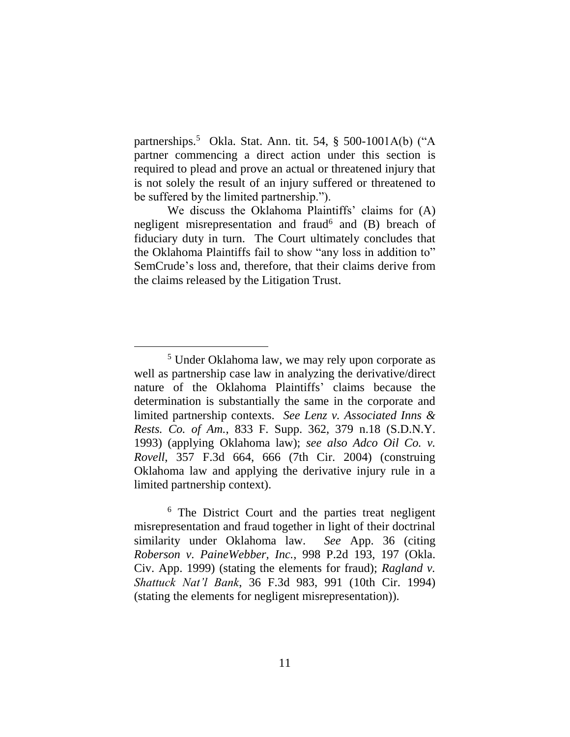partnerships.[5] Okla. Stat. Ann. tit. 54, § 500-1001A(b) ("A partner commencing a direct action under this section is required to plead and prove an actual or threatened injury that is not solely the result of an injury suffered or threatened to be suffered by the limited partnership.").

We discuss the Oklahoma Plaintiffs' claims for (A) negligent misrepresentation and fraud[6] and (B) breach of fiduciary duty in turn. The Court ultimately concludes that the Oklahoma Plaintiffs fail to show "any loss in addition to" SemCrude's loss and, therefore, that their claims derive from the claims released by the Litigation Trust.

---

[5] Under Oklahoma law, we may rely upon corporate as well as partnership case law in analyzing the derivative/direct nature of the Oklahoma Plaintiffs' claims because the determination is substantially the same in the corporate and limited partnership contexts. *See Lenz v. Associated Inns & Rests. Co. of Am.*, 833 F. Supp. 362, 379 n.18 (S.D.N.Y. 1993) (applying Oklahoma law); *see also Adco Oil Co. v. Rovell*, 357 F.3d 664, 666 (7th Cir. 2004) (construing Oklahoma law and applying the derivative injury rule in a limited partnership context).

[6] The District Court and the parties treat negligent misrepresentation and fraud together in light of their doctrinal similarity under Oklahoma law. *See* App. 36 (citing *Roberson v. PaineWebber, Inc.*, 998 P.2d 193, 197 (Okla. Civ. App. 1999) (stating the elements for fraud); *Ragland v. Shattuck Nat'l Bank*, 36 F.3d 983, 991 (10th Cir. 1994) (stating the elements for negligent misrepresentation)).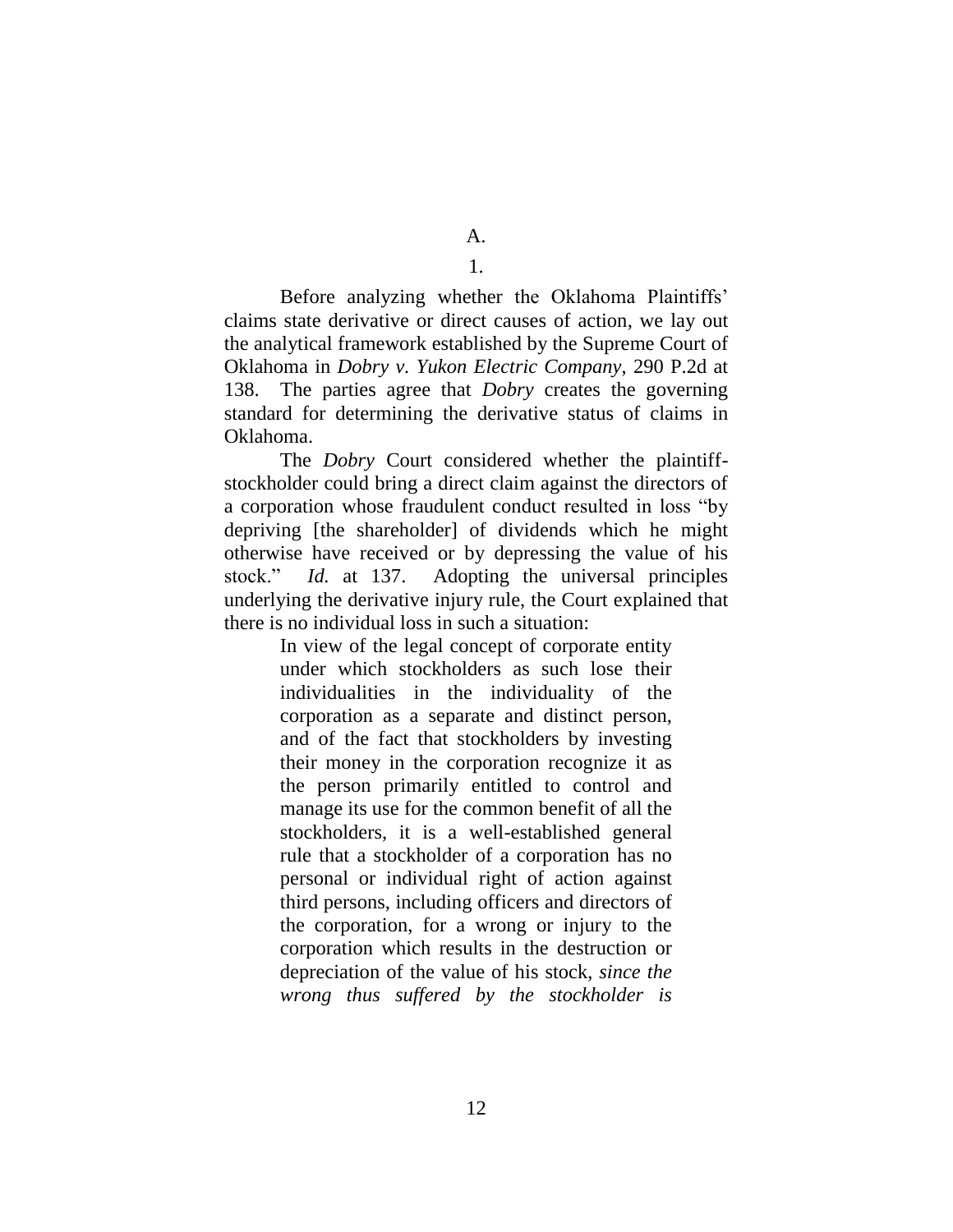A.

1.

Before analyzing whether the Oklahoma Plaintiffs' claims state derivative or direct causes of action, we lay out the analytical framework established by the Supreme Court of Oklahoma in *Dobry v. Yukon Electric Company*, 290 P.2d at 138. The parties agree that *Dobry* creates the governing standard for determining the derivative status of claims in Oklahoma.

The *Dobry* Court considered whether the plaintiff-stockholder could bring a direct claim against the directors of a corporation whose fraudulent conduct resulted in loss "by depriving [the shareholder] of dividends which he might otherwise have received or by depressing the value of his stock." *Id.* at 137. Adopting the universal principles underlying the derivative injury rule, the Court explained that there is no individual loss in such a situation:

> In view of the legal concept of corporate entity under which stockholders as such lose their individualities in the individuality of the corporation as a separate and distinct person, and of the fact that stockholders by investing their money in the corporation recognize it as the person primarily entitled to control and manage its use for the common benefit of all the stockholders, it is a well-established general rule that a stockholder of a corporation has no personal or individual right of action against third persons, including officers and directors of the corporation, for a wrong or injury to the corporation which results in the destruction or depreciation of the value of his stock, *since the wrong thus suffered by the stockholder is*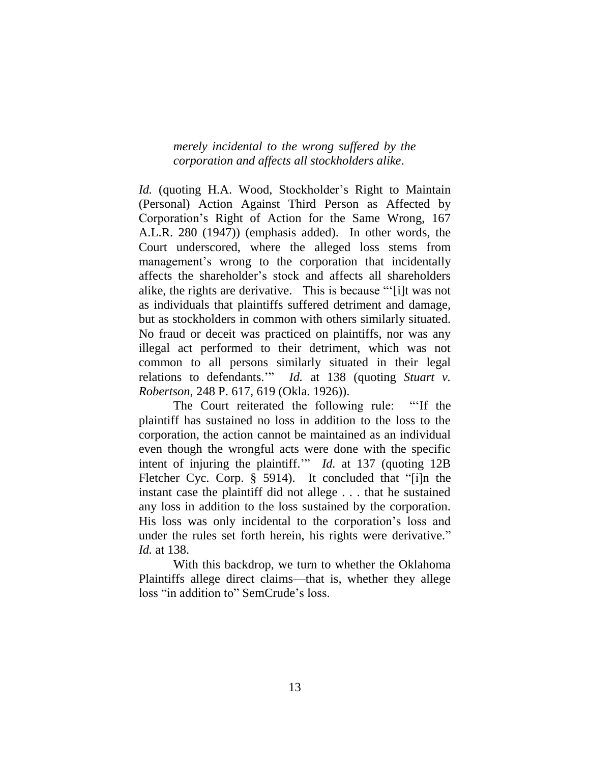> *merely incidental to the wrong suffered by the corporation and affects all stockholders alike*.

*Id.* (quoting H.A. Wood, Stockholder's Right to Maintain (Personal) Action Against Third Person as Affected by Corporation's Right of Action for the Same Wrong, 167 A.L.R. 280 (1947)) (emphasis added). In other words, the Court underscored, where the alleged loss stems from management's wrong to the corporation that incidentally affects the shareholder's stock and affects all shareholders alike, the rights are derivative. This is because "'[i]t was not as individuals that plaintiffs suffered detriment and damage, but as stockholders in common with others similarly situated. No fraud or deceit was practiced on plaintiffs, nor was any illegal act performed to their detriment, which was not common to all persons similarly situated in their legal relations to defendants.'" *Id.* at 138 (quoting *Stuart v. Robertson*, 248 P. 617, 619 (Okla. 1926)).

The Court reiterated the following rule: "'If the plaintiff has sustained no loss in addition to the loss to the corporation, the action cannot be maintained as an individual even though the wrongful acts were done with the specific intent of injuring the plaintiff.'" *Id.* at 137 (quoting 12B Fletcher Cyc. Corp. § 5914). It concluded that "[i]n the instant case the plaintiff did not allege . . . that he sustained any loss in addition to the loss sustained by the corporation. His loss was only incidental to the corporation's loss and under the rules set forth herein, his rights were derivative." *Id.* at 138.

With this backdrop, we turn to whether the Oklahoma Plaintiffs allege direct claims—that is, whether they allege loss "in addition to" SemCrude's loss.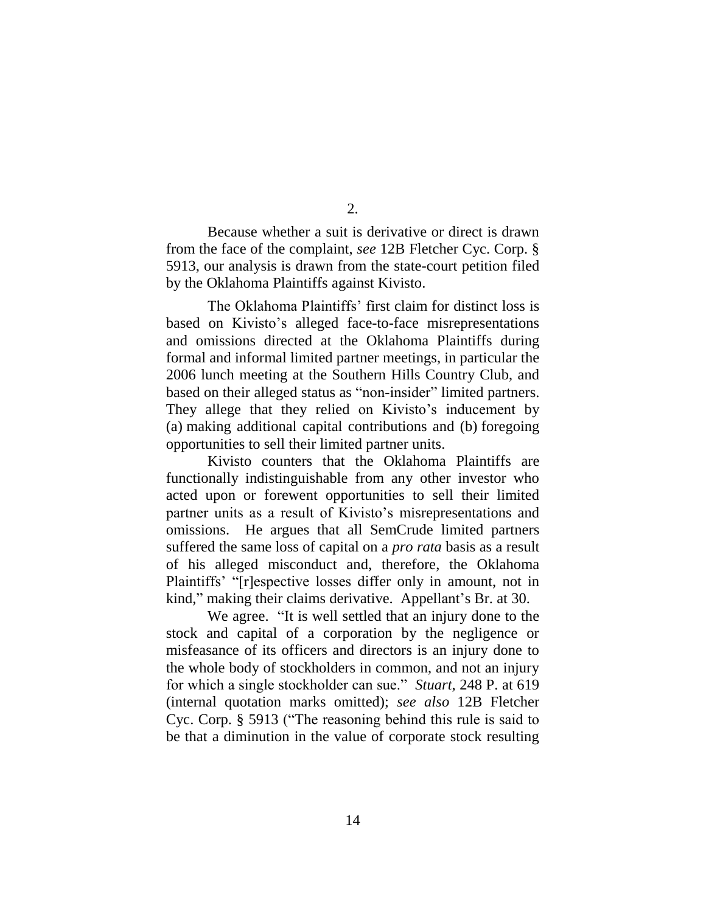2.

Because whether a suit is derivative or direct is drawn from the face of the complaint, *see* 12B Fletcher Cyc. Corp. § 5913, our analysis is drawn from the state-court petition filed by the Oklahoma Plaintiffs against Kivisto.

The Oklahoma Plaintiffs' first claim for distinct loss is based on Kivisto's alleged face-to-face misrepresentations and omissions directed at the Oklahoma Plaintiffs during formal and informal limited partner meetings, in particular the 2006 lunch meeting at the Southern Hills Country Club, and based on their alleged status as "non-insider" limited partners. They allege that they relied on Kivisto's inducement by (a) making additional capital contributions and (b) foregoing opportunities to sell their limited partner units.

Kivisto counters that the Oklahoma Plaintiffs are functionally indistinguishable from any other investor who acted upon or forewent opportunities to sell their limited partner units as a result of Kivisto's misrepresentations and omissions. He argues that all SemCrude limited partners suffered the same loss of capital on a *pro rata* basis as a result of his alleged misconduct and, therefore, the Oklahoma Plaintiffs' "[r]espective losses differ only in amount, not in kind," making their claims derivative. Appellant's Br. at 30.

We agree. "It is well settled that an injury done to the stock and capital of a corporation by the negligence or misfeasance of its officers and directors is an injury done to the whole body of stockholders in common, and not an injury for which a single stockholder can sue." *Stuart*, 248 P. at 619 (internal quotation marks omitted); *see also* 12B Fletcher Cyc. Corp. § 5913 ("The reasoning behind this rule is said to be that a diminution in the value of corporate stock resulting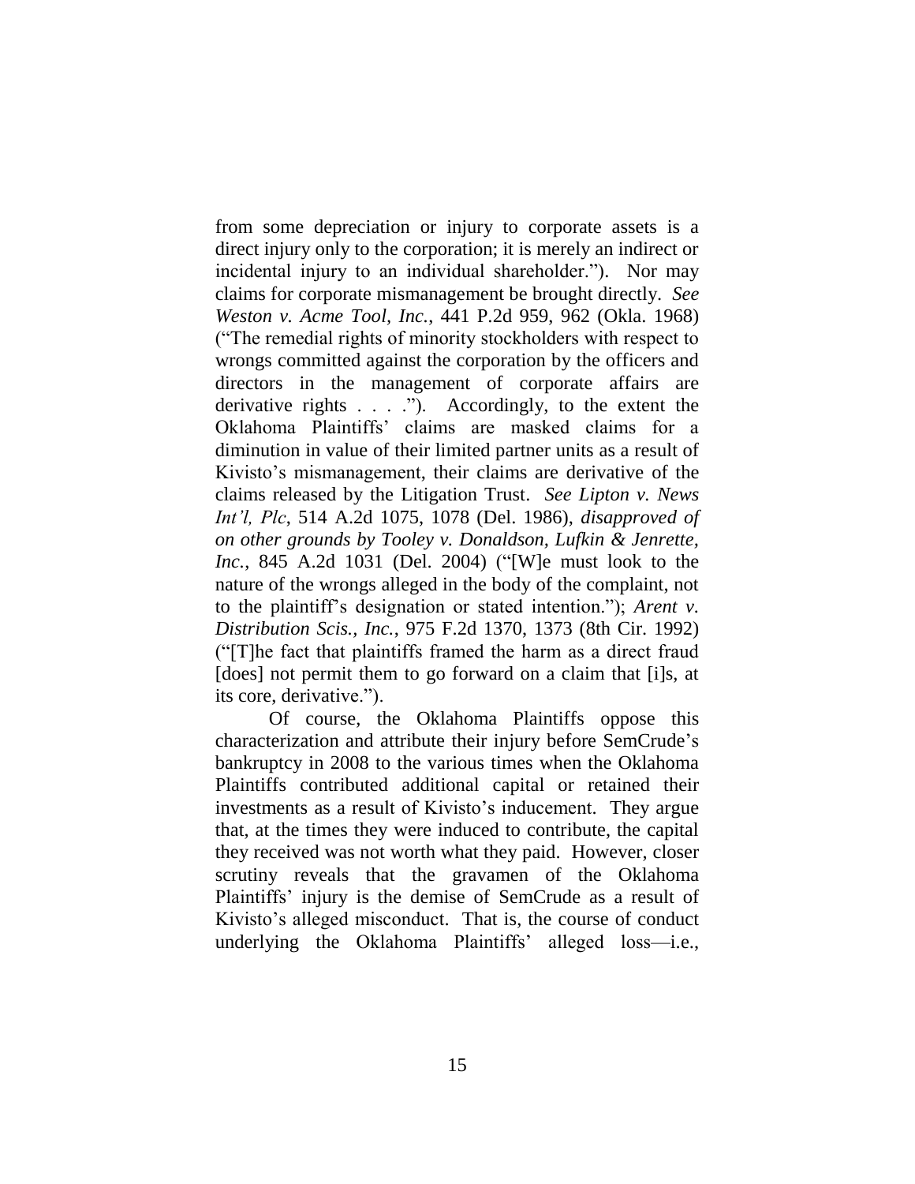from some depreciation or injury to corporate assets is a direct injury only to the corporation; it is merely an indirect or incidental injury to an individual shareholder."). Nor may claims for corporate mismanagement be brought directly. *See Weston v. Acme Tool, Inc.*, 441 P.2d 959, 962 (Okla. 1968) ("The remedial rights of minority stockholders with respect to wrongs committed against the corporation by the officers and directors in the management of corporate affairs are derivative rights . . . ."). Accordingly, to the extent the Oklahoma Plaintiffs' claims are masked claims for a diminution in value of their limited partner units as a result of Kivisto's mismanagement, their claims are derivative of the claims released by the Litigation Trust. *See Lipton v. News Int'l, Plc*, 514 A.2d 1075, 1078 (Del. 1986), *disapproved of on other grounds by Tooley v. Donaldson, Lufkin & Jenrette, Inc.*, 845 A.2d 1031 (Del. 2004) ("[W]e must look to the nature of the wrongs alleged in the body of the complaint, not to the plaintiff's designation or stated intention."); *Arent v. Distribution Scis., Inc.*, 975 F.2d 1370, 1373 (8th Cir. 1992) ("[T]he fact that plaintiffs framed the harm as a direct fraud [does] not permit them to go forward on a claim that [i]s, at its core, derivative.").

Of course, the Oklahoma Plaintiffs oppose this characterization and attribute their injury before SemCrude's bankruptcy in 2008 to the various times when the Oklahoma Plaintiffs contributed additional capital or retained their investments as a result of Kivisto's inducement. They argue that, at the times they were induced to contribute, the capital they received was not worth what they paid. However, closer scrutiny reveals that the gravamen of the Oklahoma Plaintiffs' injury is the demise of SemCrude as a result of Kivisto's alleged misconduct. That is, the course of conduct underlying the Oklahoma Plaintiffs' alleged loss—i.e.,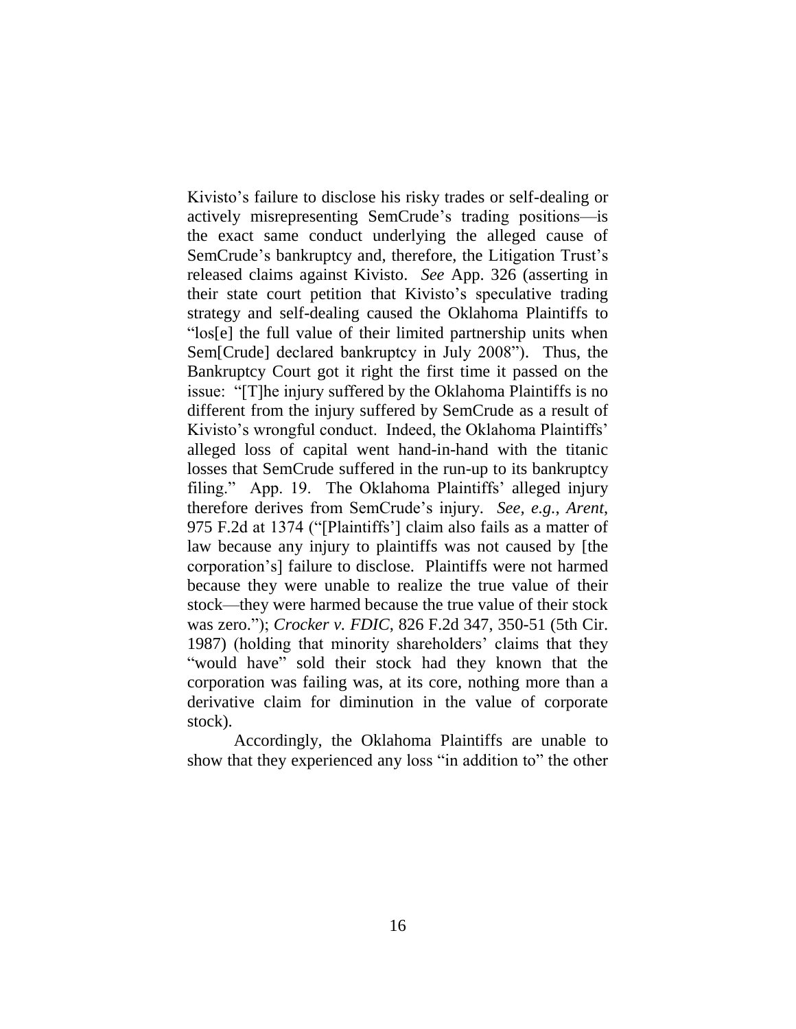Kivisto's failure to disclose his risky trades or self-dealing or actively misrepresenting SemCrude's trading positions—is the exact same conduct underlying the alleged cause of SemCrude's bankruptcy and, therefore, the Litigation Trust's released claims against Kivisto. *See* App. 326 (asserting in their state court petition that Kivisto's speculative trading strategy and self-dealing caused the Oklahoma Plaintiffs to "los[e] the full value of their limited partnership units when Sem[Crude] declared bankruptcy in July 2008"). Thus, the Bankruptcy Court got it right the first time it passed on the issue: "[T]he injury suffered by the Oklahoma Plaintiffs is no different from the injury suffered by SemCrude as a result of Kivisto's wrongful conduct. Indeed, the Oklahoma Plaintiffs' alleged loss of capital went hand-in-hand with the titanic losses that SemCrude suffered in the run-up to its bankruptcy filing." App. 19. The Oklahoma Plaintiffs' alleged injury therefore derives from SemCrude's injury. *See, e.g.*, *Arent*, 975 F.2d at 1374 ("[Plaintiffs'] claim also fails as a matter of law because any injury to plaintiffs was not caused by [the corporation's] failure to disclose. Plaintiffs were not harmed because they were unable to realize the true value of their stock—they were harmed because the true value of their stock was zero."); *Crocker v. FDIC*, 826 F.2d 347, 350-51 (5th Cir. 1987) (holding that minority shareholders' claims that they "would have" sold their stock had they known that the corporation was failing was, at its core, nothing more than a derivative claim for diminution in the value of corporate stock).

Accordingly, the Oklahoma Plaintiffs are unable to show that they experienced any loss "in addition to" the other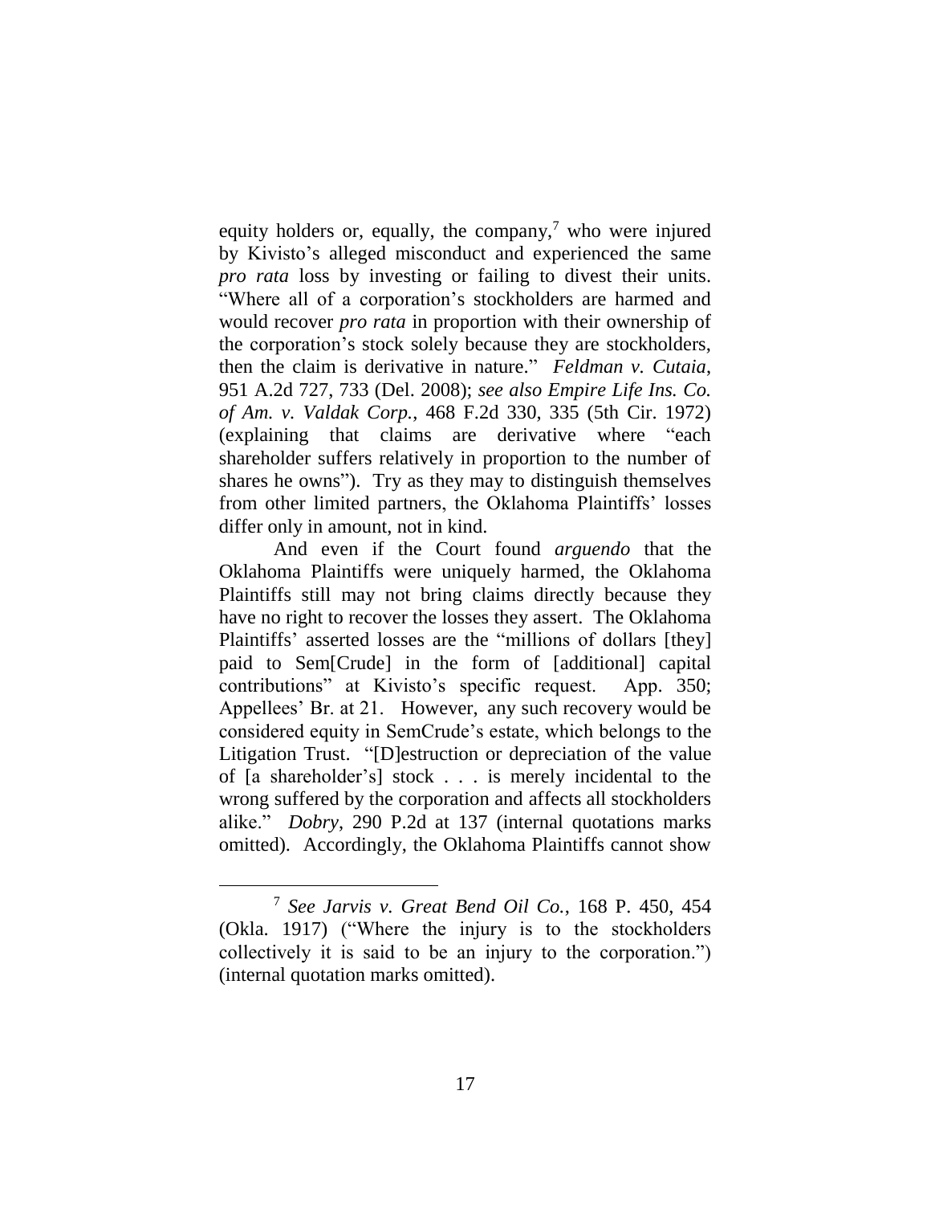equity holders or, equally, the company,[7] who were injured by Kivisto's alleged misconduct and experienced the same *pro rata* loss by investing or failing to divest their units. "Where all of a corporation's stockholders are harmed and would recover *pro rata* in proportion with their ownership of the corporation's stock solely because they are stockholders, then the claim is derivative in nature." *Feldman v. Cutaia*, 951 A.2d 727, 733 (Del. 2008); *see also Empire Life Ins. Co. of Am. v. Valdak Corp.*, 468 F.2d 330, 335 (5th Cir. 1972) (explaining that claims are derivative where "each shareholder suffers relatively in proportion to the number of shares he owns"). Try as they may to distinguish themselves from other limited partners, the Oklahoma Plaintiffs' losses differ only in amount, not in kind.

And even if the Court found *arguendo* that the Oklahoma Plaintiffs were uniquely harmed, the Oklahoma Plaintiffs still may not bring claims directly because they have no right to recover the losses they assert. The Oklahoma Plaintiffs' asserted losses are the "millions of dollars [they] paid to Sem[Crude] in the form of [additional] capital contributions" at Kivisto's specific request. App. 350; Appellees' Br. at 21. However, any such recovery would be considered equity in SemCrude's estate, which belongs to the Litigation Trust. "[D]estruction or depreciation of the value of [a shareholder's] stock . . . is merely incidental to the wrong suffered by the corporation and affects all stockholders alike." *Dobry*, 290 P.2d at 137 (internal quotations marks omitted). Accordingly, the Oklahoma Plaintiffs cannot show

[7] *See Jarvis v. Great Bend Oil Co.*, 168 P. 450, 454 (Okla. 1917) ("Where the injury is to the stockholders collectively it is said to be an injury to the corporation.") (internal quotation marks omitted).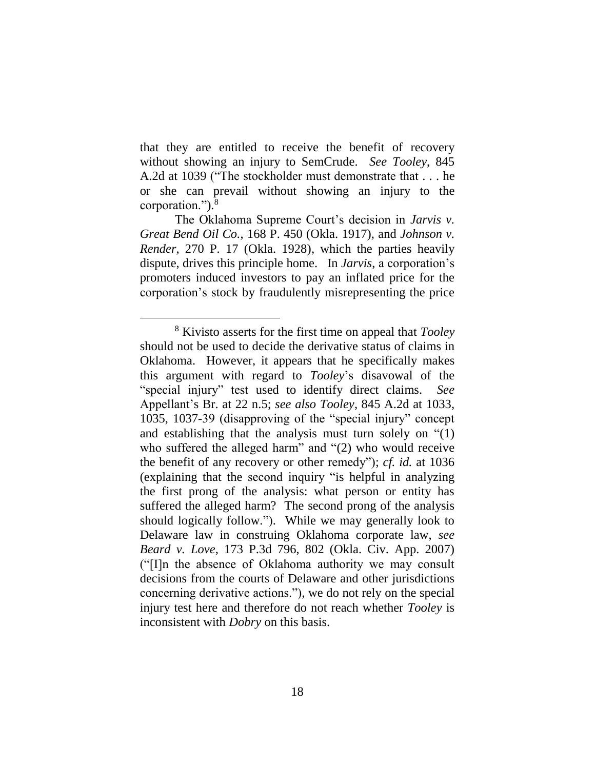that they are entitled to receive the benefit of recovery without showing an injury to SemCrude. *See Tooley*, 845 A.2d at 1039 ("The stockholder must demonstrate that . . . he or she can prevail without showing an injury to the corporation.").[8]

The Oklahoma Supreme Court's decision in *Jarvis v. Great Bend Oil Co.*, 168 P. 450 (Okla. 1917), and *Johnson v. Render*, 270 P. 17 (Okla. 1928), which the parties heavily dispute, drives this principle home. In *Jarvis*, a corporation's promoters induced investors to pay an inflated price for the corporation's stock by fraudulently misrepresenting the price

---

[8] Kivisto asserts for the first time on appeal that *Tooley* should not be used to decide the derivative status of claims in Oklahoma. However, it appears that he specifically makes this argument with regard to *Tooley*'s disavowal of the "special injury" test used to identify direct claims. *See* Appellant's Br. at 22 n.5; *see also Tooley*, 845 A.2d at 1033, 1035, 1037-39 (disapproving of the "special injury" concept and establishing that the analysis must turn solely on "(1) who suffered the alleged harm" and "(2) who would receive the benefit of any recovery or other remedy"); *cf. id.* at 1036 (explaining that the second inquiry "is helpful in analyzing the first prong of the analysis: what person or entity has suffered the alleged harm? The second prong of the analysis should logically follow."). While we may generally look to Delaware law in construing Oklahoma corporate law, *see Beard v. Love*, 173 P.3d 796, 802 (Okla. Civ. App. 2007) ("[I]n the absence of Oklahoma authority we may consult decisions from the courts of Delaware and other jurisdictions concerning derivative actions."), we do not rely on the special injury test here and therefore do not reach whether *Tooley* is inconsistent with *Dobry* on this basis.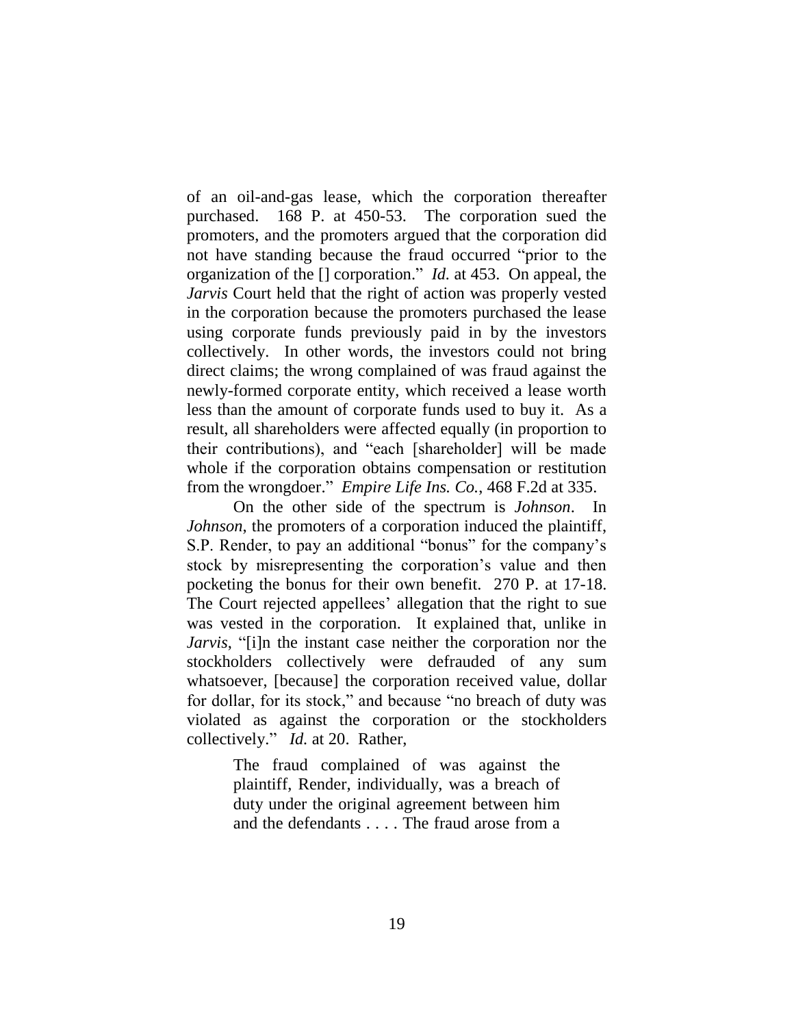of an oil-and-gas lease, which the corporation thereafter purchased. 168 P. at 450-53. The corporation sued the promoters, and the promoters argued that the corporation did not have standing because the fraud occurred "prior to the organization of the [] corporation." *Id.* at 453. On appeal, the *Jarvis* Court held that the right of action was properly vested in the corporation because the promoters purchased the lease using corporate funds previously paid in by the investors collectively. In other words, the investors could not bring direct claims; the wrong complained of was fraud against the newly-formed corporate entity, which received a lease worth less than the amount of corporate funds used to buy it. As a result, all shareholders were affected equally (in proportion to their contributions), and "each [shareholder] will be made whole if the corporation obtains compensation or restitution from the wrongdoer." *Empire Life Ins. Co.*, 468 F.2d at 335.

On the other side of the spectrum is *Johnson*. In *Johnson*, the promoters of a corporation induced the plaintiff, S.P. Render, to pay an additional "bonus" for the company's stock by misrepresenting the corporation's value and then pocketing the bonus for their own benefit. 270 P. at 17-18. The Court rejected appellees' allegation that the right to sue was vested in the corporation. It explained that, unlike in *Jarvis*, "[i]n the instant case neither the corporation nor the stockholders collectively were defrauded of any sum whatsoever, [because] the corporation received value, dollar for dollar, for its stock," and because "no breach of duty was violated as against the corporation or the stockholders collectively." *Id.* at 20. Rather,

> The fraud complained of was against the plaintiff, Render, individually, was a breach of duty under the original agreement between him and the defendants . . . . The fraud arose from a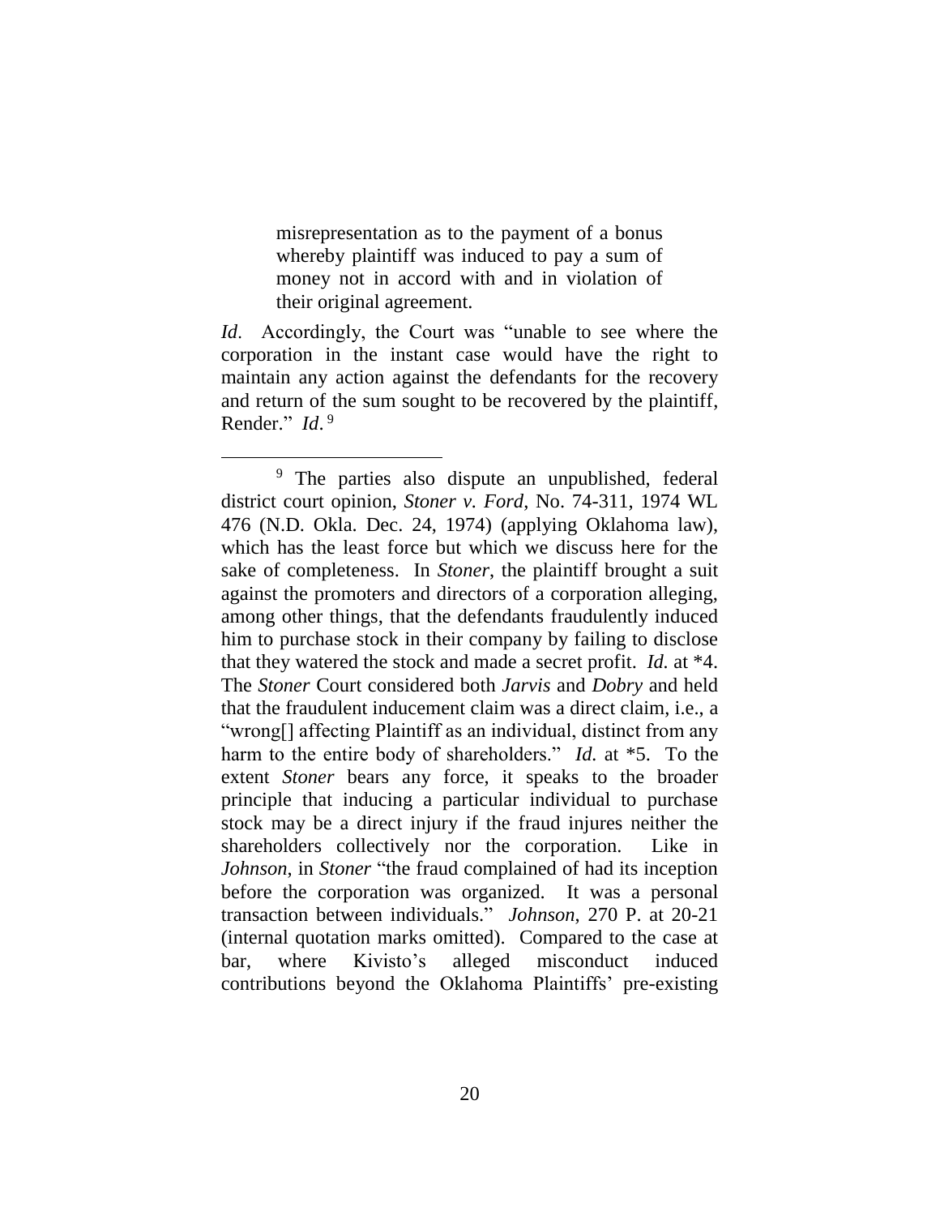> misrepresentation as to the payment of a bonus whereby plaintiff was induced to pay a sum of money not in accord with and in violation of their original agreement.

*Id*. Accordingly, the Court was "unable to see where the corporation in the instant case would have the right to maintain any action against the defendants for the recovery and return of the sum sought to be recovered by the plaintiff, Render." *Id*.[9]

---

[9] The parties also dispute an unpublished, federal district court opinion, *Stoner v. Ford*, No. 74-311, 1974 WL 476 (N.D. Okla. Dec. 24, 1974) (applying Oklahoma law), which has the least force but which we discuss here for the sake of completeness. In *Stoner*, the plaintiff brought a suit against the promoters and directors of a corporation alleging, among other things, that the defendants fraudulently induced him to purchase stock in their company by failing to disclose that they watered the stock and made a secret profit. *Id.* at *4. The *Stoner* Court considered both *Jarvis* and *Dobry* and held that the fraudulent inducement claim was a direct claim, i.e., a "wrong[] affecting Plaintiff as an individual, distinct from any harm to the entire body of shareholders." *Id.* at *5. To the extent *Stoner* bears any force, it speaks to the broader principle that inducing a particular individual to purchase stock may be a direct injury if the fraud injures neither the shareholders collectively nor the corporation. Like in *Johnson*, in *Stoner* "the fraud complained of had its inception before the corporation was organized. It was a personal transaction between individuals." *Johnson*, 270 P. at 20-21 (internal quotation marks omitted). Compared to the case at bar, where Kivisto's alleged misconduct induced contributions beyond the Oklahoma Plaintiffs' pre-existing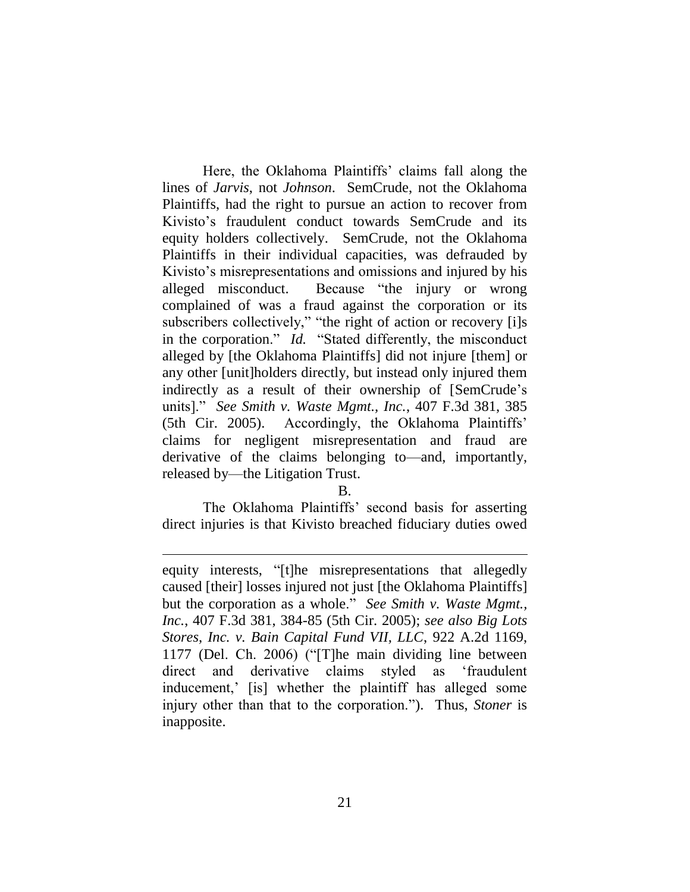Here, the Oklahoma Plaintiffs' claims fall along the lines of *Jarvis*, not *Johnson*. SemCrude, not the Oklahoma Plaintiffs, had the right to pursue an action to recover from Kivisto's fraudulent conduct towards SemCrude and its equity holders collectively. SemCrude, not the Oklahoma Plaintiffs in their individual capacities, was defrauded by Kivisto's misrepresentations and omissions and injured by his alleged misconduct. Because "the injury or wrong complained of was a fraud against the corporation or its subscribers collectively," "the right of action or recovery [i]s in the corporation." *Id.* "Stated differently, the misconduct alleged by [the Oklahoma Plaintiffs] did not injure [them] or any other [unit]holders directly, but instead only injured them indirectly as a result of their ownership of [SemCrude's units]." *See Smith v. Waste Mgmt., Inc.*, 407 F.3d 381, 385 (5th Cir. 2005). Accordingly, the Oklahoma Plaintiffs' claims for negligent misrepresentation and fraud are derivative of the claims belonging to—and, importantly, released by—the Litigation Trust.

B.

The Oklahoma Plaintiffs' second basis for asserting direct injuries is that Kivisto breached fiduciary duties owed

---

equity interests, "[t]he misrepresentations that allegedly caused [their] losses injured not just [the Oklahoma Plaintiffs] but the corporation as a whole." *See Smith v. Waste Mgmt., Inc.*, 407 F.3d 381, 384-85 (5th Cir. 2005); *see also Big Lots Stores, Inc. v. Bain Capital Fund VII, LLC*, 922 A.2d 1169, 1177 (Del. Ch. 2006) ("[T]he main dividing line between direct and derivative claims styled as 'fraudulent inducement,' [is] whether the plaintiff has alleged some injury other than that to the corporation."). Thus, *Stoner* is inapposite.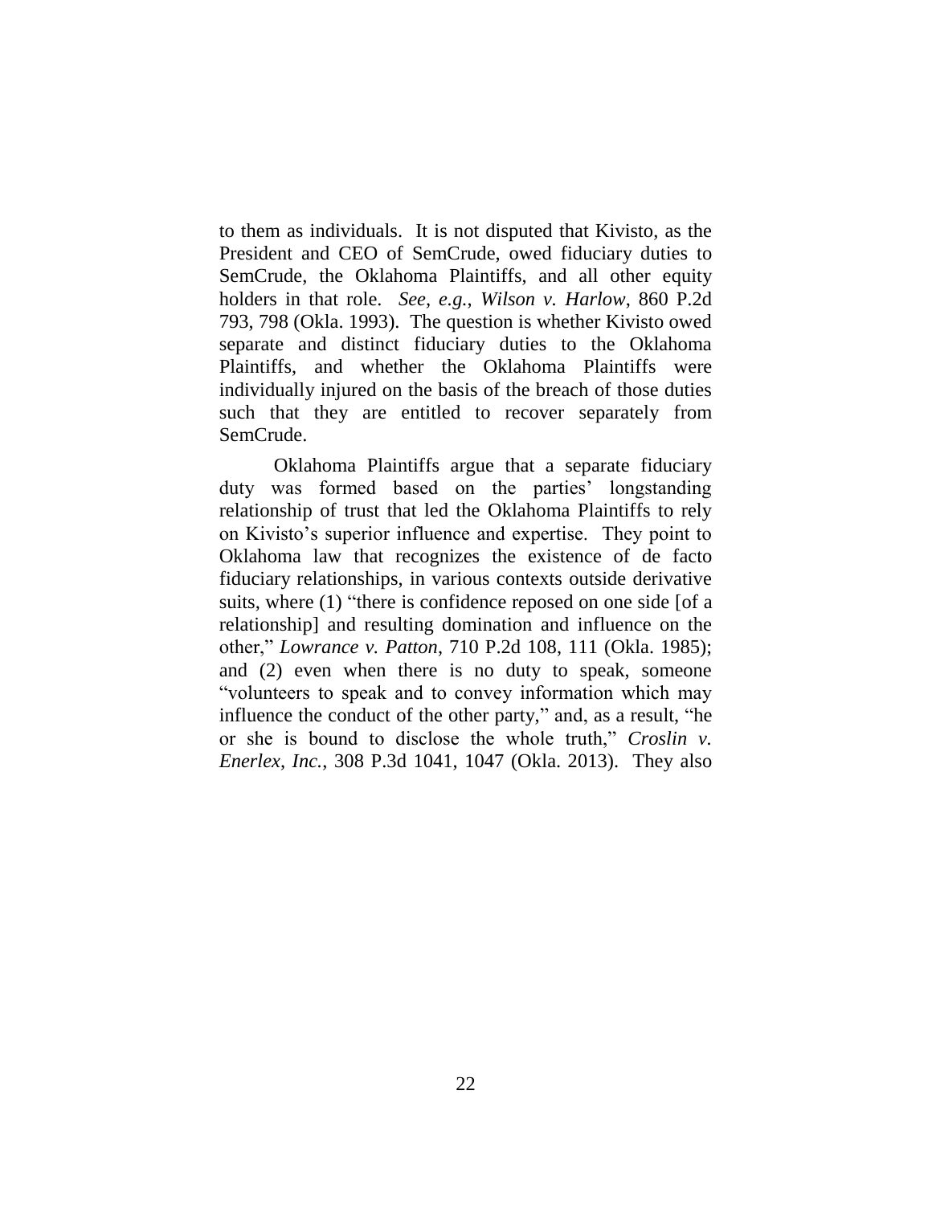to them as individuals. It is not disputed that Kivisto, as the President and CEO of SemCrude, owed fiduciary duties to SemCrude, the Oklahoma Plaintiffs, and all other equity holders in that role. *See, e.g.*, *Wilson v. Harlow*, 860 P.2d 793, 798 (Okla. 1993). The question is whether Kivisto owed separate and distinct fiduciary duties to the Oklahoma Plaintiffs, and whether the Oklahoma Plaintiffs were individually injured on the basis of the breach of those duties such that they are entitled to recover separately from SemCrude.

Oklahoma Plaintiffs argue that a separate fiduciary duty was formed based on the parties' longstanding relationship of trust that led the Oklahoma Plaintiffs to rely on Kivisto's superior influence and expertise. They point to Oklahoma law that recognizes the existence of de facto fiduciary relationships, in various contexts outside derivative suits, where (1) "there is confidence reposed on one side [of a relationship] and resulting domination and influence on the other," *Lowrance v. Patton*, 710 P.2d 108, 111 (Okla. 1985); and (2) even when there is no duty to speak, someone "volunteers to speak and to convey information which may influence the conduct of the other party," and, as a result, "he or she is bound to disclose the whole truth," *Croslin v. Enerlex, Inc.*, 308 P.3d 1041, 1047 (Okla. 2013). They also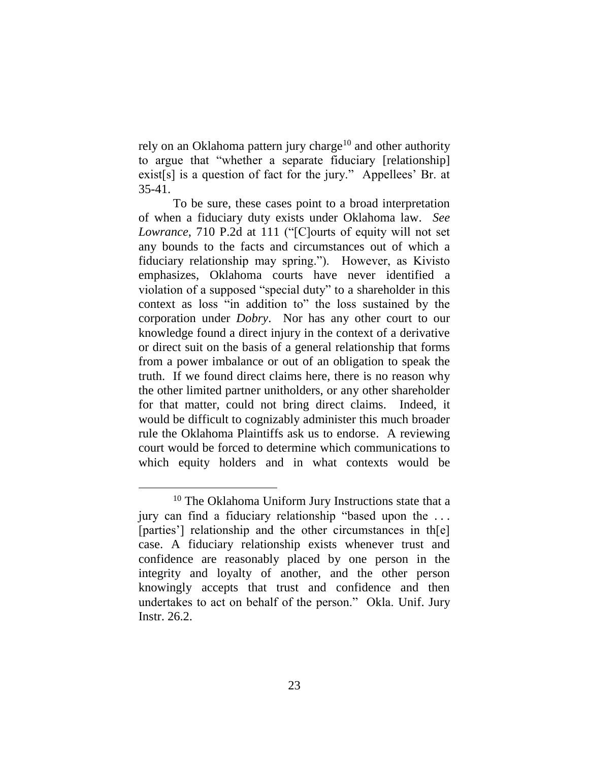rely on an Oklahoma pattern jury charge[10] and other authority to argue that "whether a separate fiduciary [relationship] exist[s] is a question of fact for the jury." Appellees' Br. at 35-41.

To be sure, these cases point to a broad interpretation of when a fiduciary duty exists under Oklahoma law. *See Lowrance*, 710 P.2d at 111 ("[C]ourts of equity will not set any bounds to the facts and circumstances out of which a fiduciary relationship may spring."). However, as Kivisto emphasizes, Oklahoma courts have never identified a violation of a supposed "special duty" to a shareholder in this context as loss "in addition to" the loss sustained by the corporation under *Dobry*. Nor has any other court to our knowledge found a direct injury in the context of a derivative or direct suit on the basis of a general relationship that forms from a power imbalance or out of an obligation to speak the truth. If we found direct claims here, there is no reason why the other limited partner unitholders, or any other shareholder for that matter, could not bring direct claims. Indeed, it would be difficult to cognizably administer this much broader rule the Oklahoma Plaintiffs ask us to endorse. A reviewing court would be forced to determine which communications to which equity holders and in what contexts would be

---

[10] The Oklahoma Uniform Jury Instructions state that a jury can find a fiduciary relationship "based upon the . . . [parties'] relationship and the other circumstances in th[e] case. A fiduciary relationship exists whenever trust and confidence are reasonably placed by one person in the integrity and loyalty of another, and the other person knowingly accepts that trust and confidence and then undertakes to act on behalf of the person." Okla. Unif. Jury Instr. 26.2.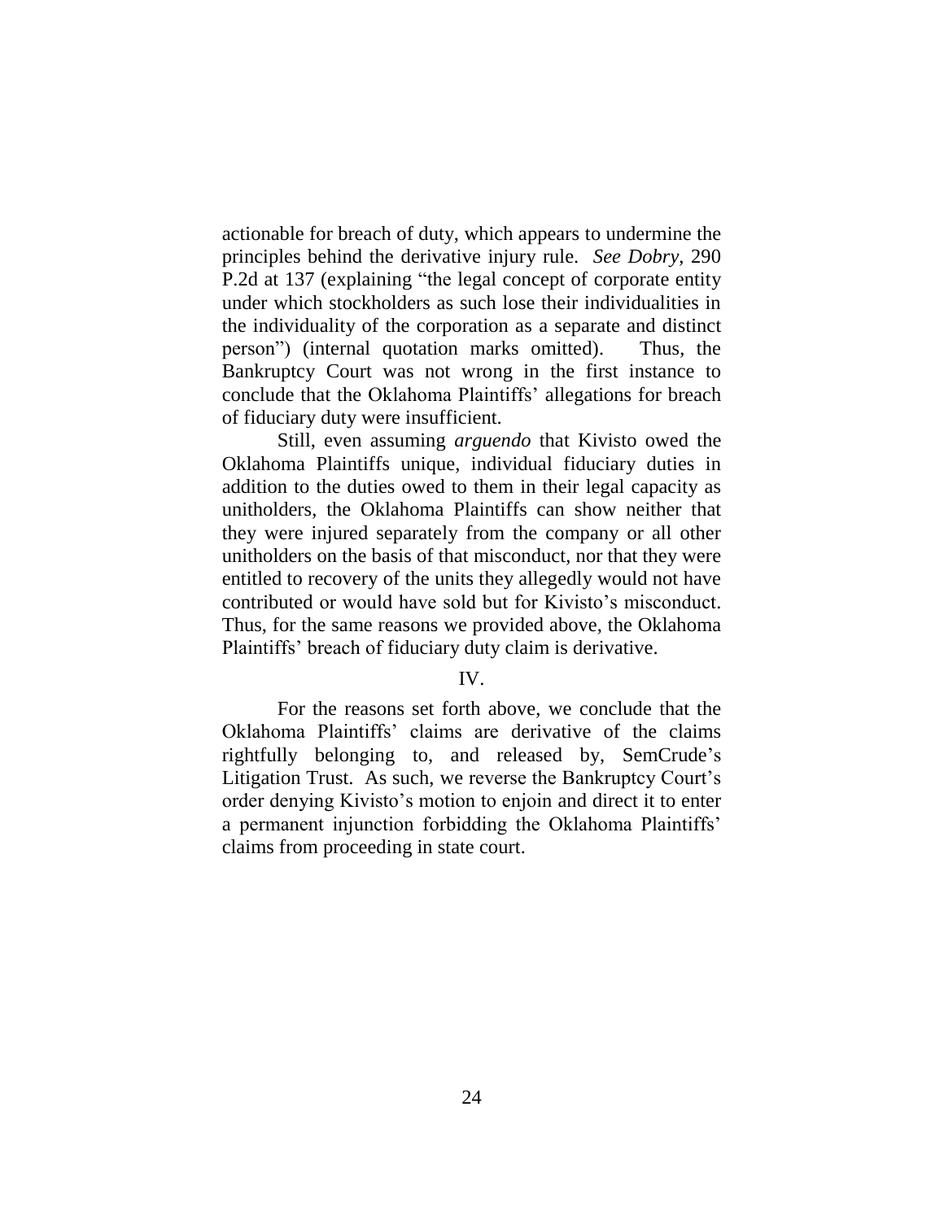actionable for breach of duty, which appears to undermine the principles behind the derivative injury rule. *See Dobry*, 290 P.2d at 137 (explaining "the legal concept of corporate entity under which stockholders as such lose their individualities in the individuality of the corporation as a separate and distinct person") (internal quotation marks omitted). Thus, the Bankruptcy Court was not wrong in the first instance to conclude that the Oklahoma Plaintiffs' allegations for breach of fiduciary duty were insufficient.

Still, even assuming *arguendo* that Kivisto owed the Oklahoma Plaintiffs unique, individual fiduciary duties in addition to the duties owed to them in their legal capacity as unitholders, the Oklahoma Plaintiffs can show neither that they were injured separately from the company or all other unitholders on the basis of that misconduct, nor that they were entitled to recovery of the units they allegedly would not have contributed or would have sold but for Kivisto's misconduct. Thus, for the same reasons we provided above, the Oklahoma Plaintiffs' breach of fiduciary duty claim is derivative.

## IV.

For the reasons set forth above, we conclude that the Oklahoma Plaintiffs' claims are derivative of the claims rightfully belonging to, and released by, SemCrude's Litigation Trust. As such, we reverse the Bankruptcy Court's order denying Kivisto's motion to enjoin and direct it to enter a permanent injunction forbidding the Oklahoma Plaintiffs' claims from proceeding in state court.